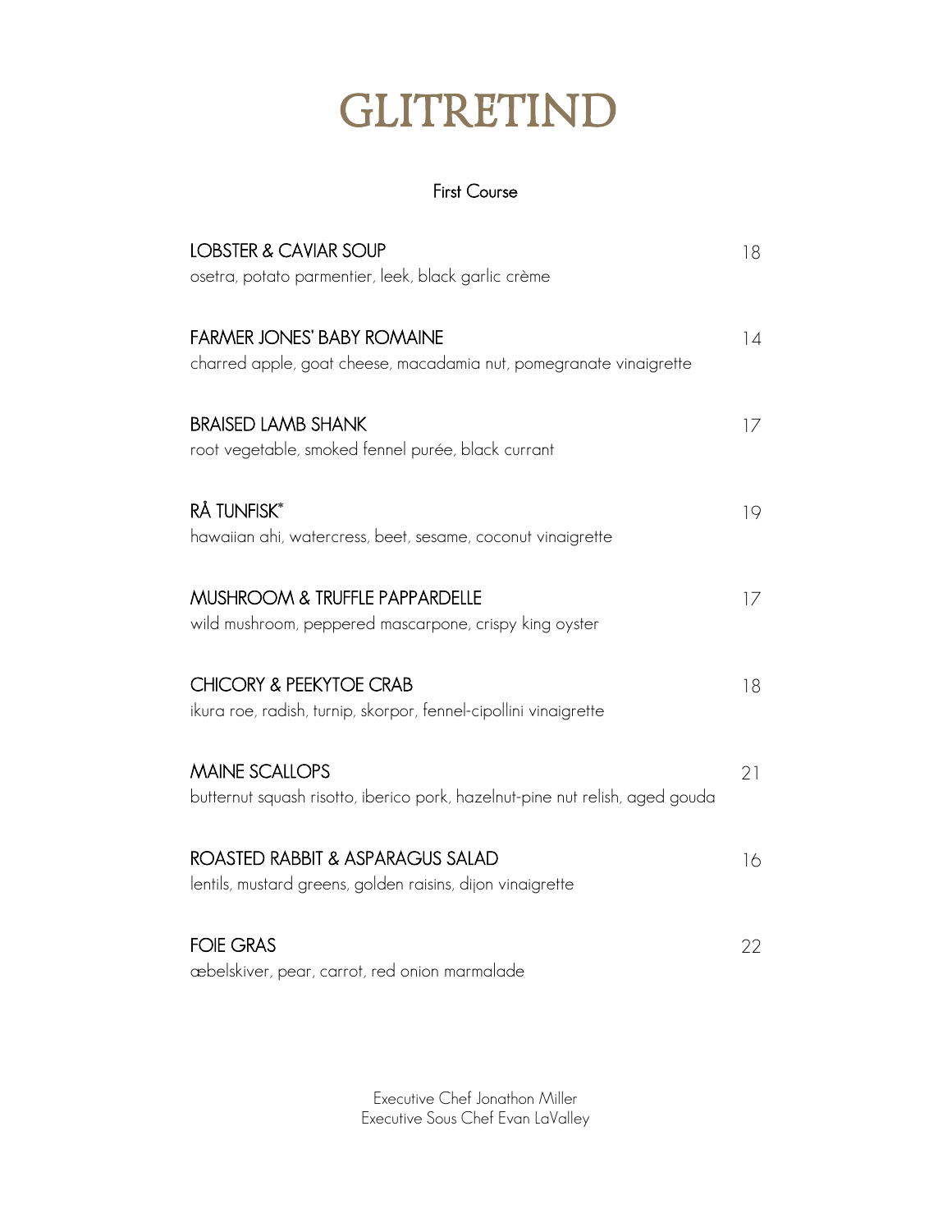# GLITRETIND

## First Course

**LOBSTER & CAVIAR SOUP** — 18
osetra, potato parmentier, leek, black garlic crème

**FARMER JONES' BABY ROMAINE** — 14
charred apple, goat cheese, macadamia nut, pomegranate vinaigrette

**BRAISED LAMB SHANK** — 17
root vegetable, smoked fennel purée, black currant

**RÅ TUNFISK*** — 19
hawaiian ahi, watercress, beet, sesame, coconut vinaigrette

**MUSHROOM & TRUFFLE PAPPARDELLE** — 17
wild mushroom, peppered mascarpone, crispy king oyster

**CHICORY & PEEKYTOE CRAB** — 18
ikura roe, radish, turnip, skorpor, fennel-cipollini vinaigrette

**MAINE SCALLOPS** — 21
butternut squash risotto, iberico pork, hazelnut-pine nut relish, aged gouda

**ROASTED RABBIT & ASPARAGUS SALAD** — 16
lentils, mustard greens, golden raisins, dijon vinaigrette

**FOIE GRAS** — 22
æbelskiver, pear, carrot, red onion marmalade

Executive Chef Jonathon Miller
Executive Sous Chef Evan LaValley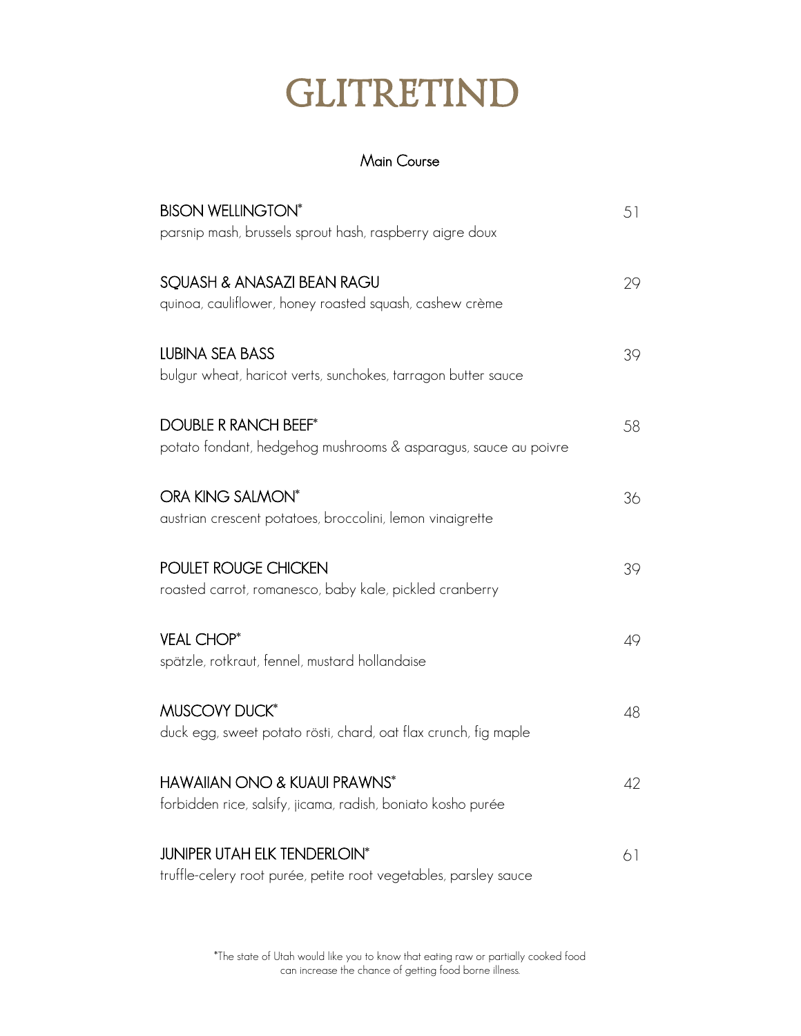# GLITRETIND

## Main Course

**BISON WELLINGTON*** 51
parsnip mash, brussels sprout hash, raspberry aigre doux

**SQUASH & ANASAZI BEAN RAGU** 29
quinoa, cauliflower, honey roasted squash, cashew crème

**LUBINA SEA BASS** 39
bulgur wheat, haricot verts, sunchokes, tarragon butter sauce

**DOUBLE R RANCH BEEF*** 58
potato fondant, hedgehog mushrooms & asparagus, sauce au poivre

**ORA KING SALMON*** 36
austrian crescent potatoes, broccolini, lemon vinaigrette

**POULET ROUGE CHICKEN** 39
roasted carrot, romanesco, baby kale, pickled cranberry

**VEAL CHOP*** 49
spätzle, rotkraut, fennel, mustard hollandaise

**MUSCOVY DUCK*** 48
duck egg, sweet potato rösti, chard, oat flax crunch, fig maple

**HAWAIIAN ONO & KUAUI PRAWNS*** 42
forbidden rice, salsify, jicama, radish, boniato kosho purée

**JUNIPER UTAH ELK TENDERLOIN*** 61
truffle-celery root purée, petite root vegetables, parsley sauce

*The state of Utah would like you to know that eating raw or partially cooked food can increase the chance of getting food borne illness.